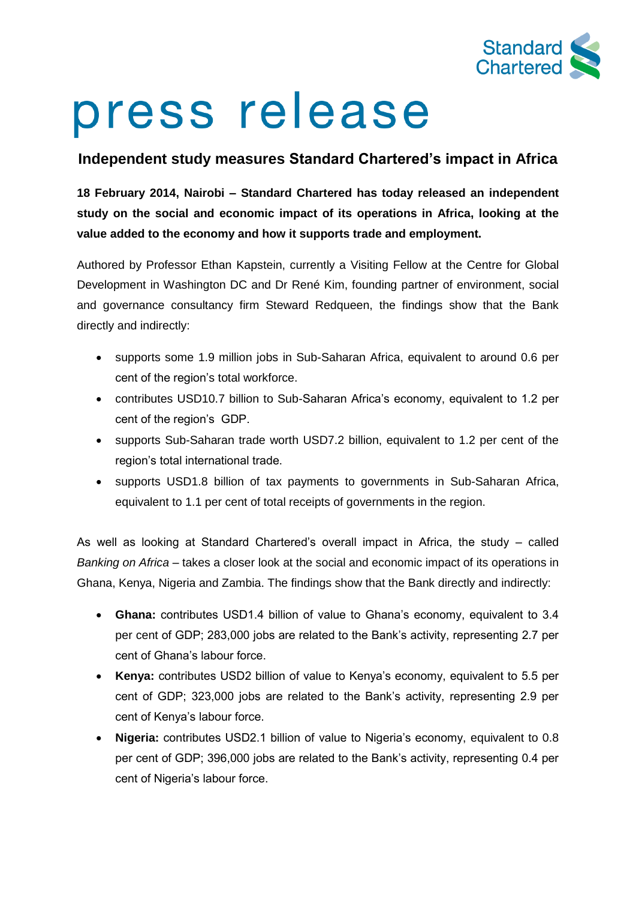Standard Chartered

# press release

## Independent study measures Standard Chartered's impact in Africa

**18 February 2014, Nairobi – Standard Chartered has today released an independent study on the social and economic impact of its operations in Africa, looking at the value added to the economy and how it supports trade and employment.**

Authored by Professor Ethan Kapstein, currently a Visiting Fellow at the Centre for Global Development in Washington DC and Dr René Kim, founding partner of environment, social and governance consultancy firm Steward Redqueen, the findings show that the Bank directly and indirectly:

- supports some 1.9 million jobs in Sub-Saharan Africa, equivalent to around 0.6 per cent of the region's total workforce.
- contributes USD10.7 billion to Sub-Saharan Africa's economy, equivalent to 1.2 per cent of the region's GDP.
- supports Sub-Saharan trade worth USD7.2 billion, equivalent to 1.2 per cent of the region's total international trade.
- supports USD1.8 billion of tax payments to governments in Sub-Saharan Africa, equivalent to 1.1 per cent of total receipts of governments in the region.

As well as looking at Standard Chartered's overall impact in Africa, the study – called *Banking on Africa* – takes a closer look at the social and economic impact of its operations in Ghana, Kenya, Nigeria and Zambia. The findings show that the Bank directly and indirectly:

- **Ghana:** contributes USD1.4 billion of value to Ghana's economy, equivalent to 3.4 per cent of GDP; 283,000 jobs are related to the Bank's activity, representing 2.7 per cent of Ghana's labour force.
- **Kenya:** contributes USD2 billion of value to Kenya's economy, equivalent to 5.5 per cent of GDP; 323,000 jobs are related to the Bank's activity, representing 2.9 per cent of Kenya's labour force.
- **Nigeria:** contributes USD2.1 billion of value to Nigeria's economy, equivalent to 0.8 per cent of GDP; 396,000 jobs are related to the Bank's activity, representing 0.4 per cent of Nigeria's labour force.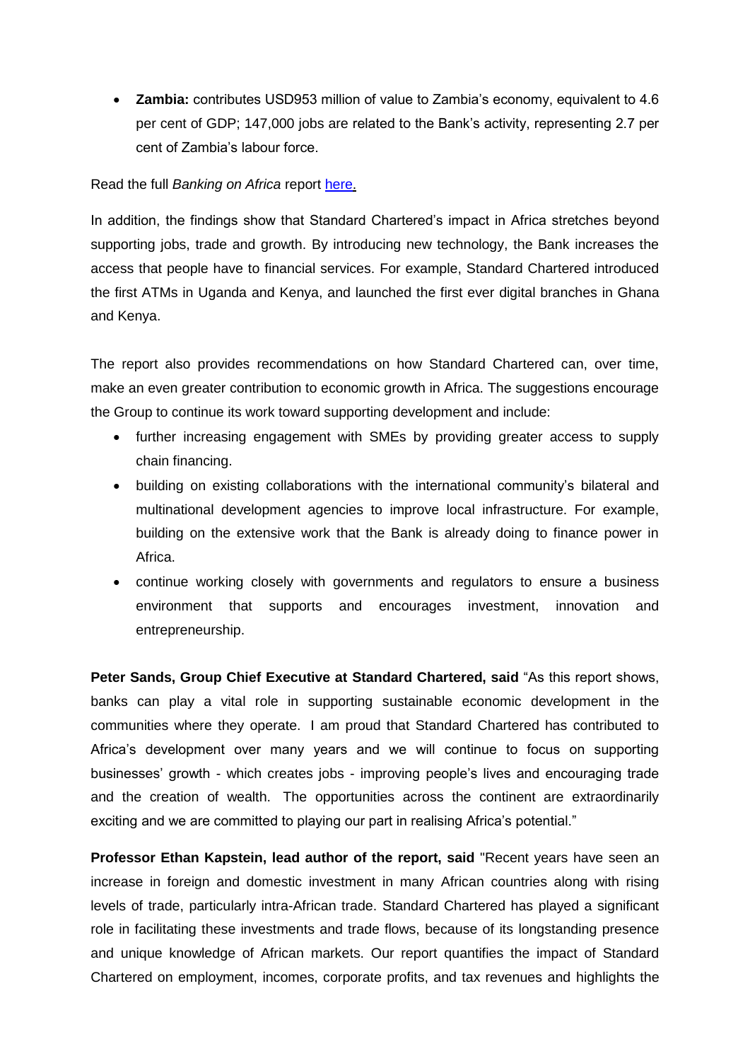- **Zambia:** contributes USD953 million of value to Zambia's economy, equivalent to 4.6 per cent of GDP; 147,000 jobs are related to the Bank's activity, representing 2.7 per cent of Zambia's labour force.

Read the full *Banking on Africa* report [here.]()

In addition, the findings show that Standard Chartered's impact in Africa stretches beyond supporting jobs, trade and growth. By introducing new technology, the Bank increases the access that people have to financial services. For example, Standard Chartered introduced the first ATMs in Uganda and Kenya, and launched the first ever digital branches in Ghana and Kenya.

The report also provides recommendations on how Standard Chartered can, over time, make an even greater contribution to economic growth in Africa. The suggestions encourage the Group to continue its work toward supporting development and include:

- further increasing engagement with SMEs by providing greater access to supply chain financing.
- building on existing collaborations with the international community's bilateral and multinational development agencies to improve local infrastructure. For example, building on the extensive work that the Bank is already doing to finance power in Africa.
- continue working closely with governments and regulators to ensure a business environment that supports and encourages investment, innovation and entrepreneurship.

**Peter Sands, Group Chief Executive at Standard Chartered, said** "As this report shows, banks can play a vital role in supporting sustainable economic development in the communities where they operate. I am proud that Standard Chartered has contributed to Africa's development over many years and we will continue to focus on supporting businesses' growth - which creates jobs - improving people's lives and encouraging trade and the creation of wealth. The opportunities across the continent are extraordinarily exciting and we are committed to playing our part in realising Africa's potential."

**Professor Ethan Kapstein, lead author of the report, said** "Recent years have seen an increase in foreign and domestic investment in many African countries along with rising levels of trade, particularly intra-African trade. Standard Chartered has played a significant role in facilitating these investments and trade flows, because of its longstanding presence and unique knowledge of African markets. Our report quantifies the impact of Standard Chartered on employment, incomes, corporate profits, and tax revenues and highlights the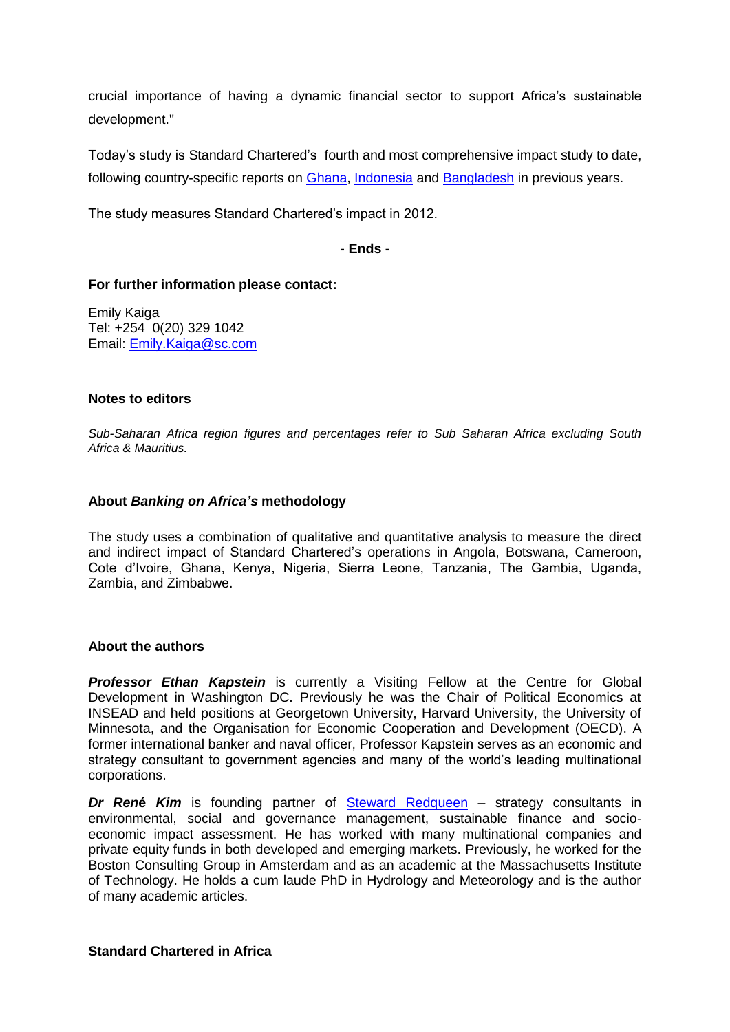crucial importance of having a dynamic financial sector to support Africa's sustainable development."

Today's study is Standard Chartered's fourth and most comprehensive impact study to date, following country-specific reports on [Ghana](), [Indonesia]() and [Bangladesh]() in previous years.

The study measures Standard Chartered's impact in 2012.

**- Ends -**

**For further information please contact:**

Emily Kaiga
Tel: +254 0(20) 329 1042
Email: Emily.Kaiga@sc.com

**Notes to editors**

*Sub-Saharan Africa region figures and percentages refer to Sub Saharan Africa excluding South Africa & Mauritius.*

**About *Banking on Africa's* methodology**

The study uses a combination of qualitative and quantitative analysis to measure the direct and indirect impact of Standard Chartered's operations in Angola, Botswana, Cameroon, Cote d'Ivoire, Ghana, Kenya, Nigeria, Sierra Leone, Tanzania, The Gambia, Uganda, Zambia, and Zimbabwe.

**About the authors**

***Professor Ethan Kapstein*** is currently a Visiting Fellow at the Centre for Global Development in Washington DC. Previously he was the Chair of Political Economics at INSEAD and held positions at Georgetown University, Harvard University, the University of Minnesota, and the Organisation for Economic Cooperation and Development (OECD). A former international banker and naval officer, Professor Kapstein serves as an economic and strategy consultant to government agencies and many of the world's leading multinational corporations.

***Dr René Kim*** is founding partner of [Steward Redqueen]() – strategy consultants in environmental, social and governance management, sustainable finance and socio-economic impact assessment. He has worked with many multinational companies and private equity funds in both developed and emerging markets. Previously, he worked for the Boston Consulting Group in Amsterdam and as an academic at the Massachusetts Institute of Technology. He holds a cum laude PhD in Hydrology and Meteorology and is the author of many academic articles.

**Standard Chartered in Africa**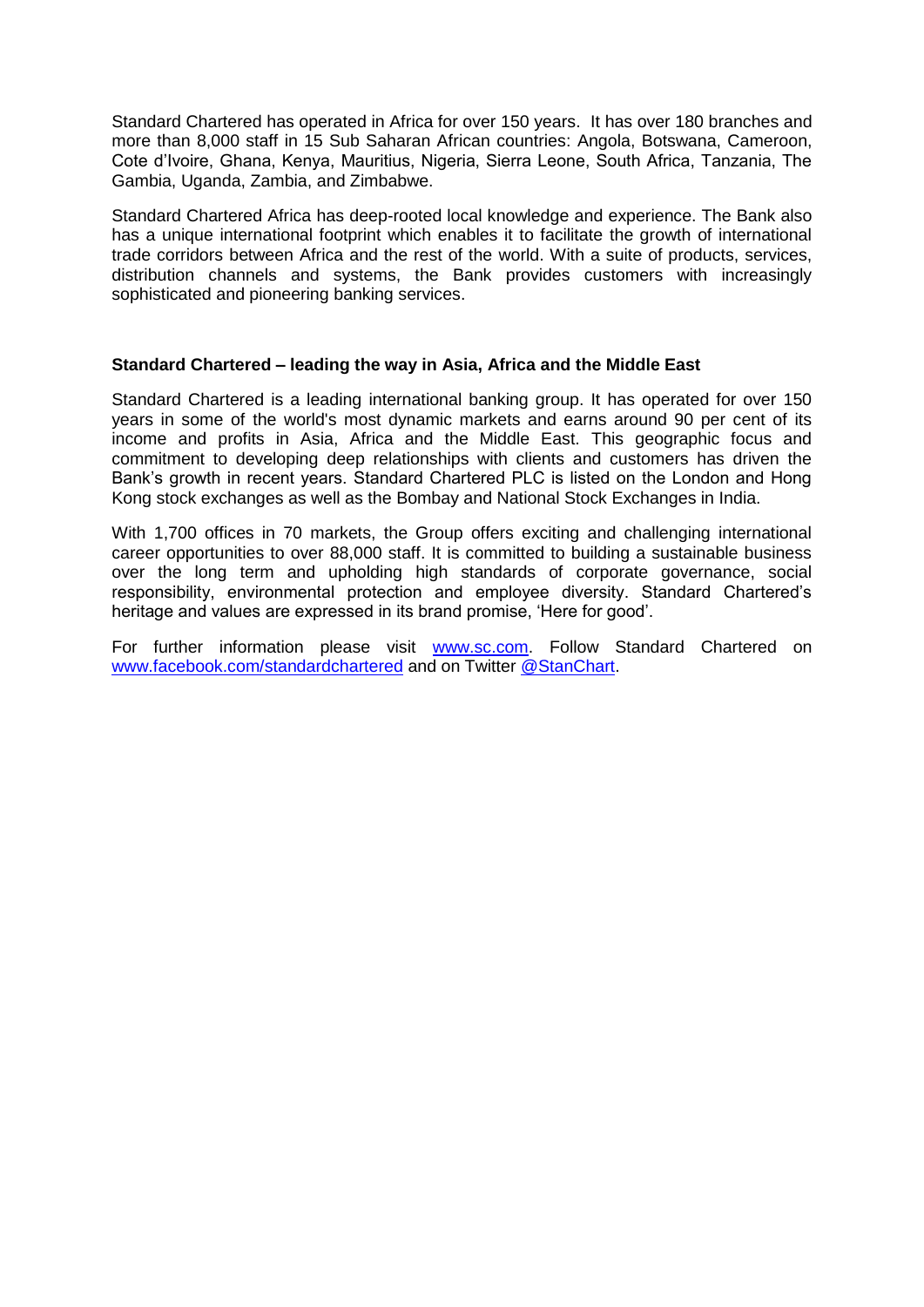Standard Chartered has operated in Africa for over 150 years. It has over 180 branches and more than 8,000 staff in 15 Sub Saharan African countries: Angola, Botswana, Cameroon, Cote d'Ivoire, Ghana, Kenya, Mauritius, Nigeria, Sierra Leone, South Africa, Tanzania, The Gambia, Uganda, Zambia, and Zimbabwe.

Standard Chartered Africa has deep-rooted local knowledge and experience. The Bank also has a unique international footprint which enables it to facilitate the growth of international trade corridors between Africa and the rest of the world. With a suite of products, services, distribution channels and systems, the Bank provides customers with increasingly sophisticated and pioneering banking services.

**Standard Chartered – leading the way in Asia, Africa and the Middle East**

Standard Chartered is a leading international banking group. It has operated for over 150 years in some of the world's most dynamic markets and earns around 90 per cent of its income and profits in Asia, Africa and the Middle East. This geographic focus and commitment to developing deep relationships with clients and customers has driven the Bank's growth in recent years. Standard Chartered PLC is listed on the London and Hong Kong stock exchanges as well as the Bombay and National Stock Exchanges in India.

With 1,700 offices in 70 markets, the Group offers exciting and challenging international career opportunities to over 88,000 staff. It is committed to building a sustainable business over the long term and upholding high standards of corporate governance, social responsibility, environmental protection and employee diversity. Standard Chartered's heritage and values are expressed in its brand promise, 'Here for good'.

For further information please visit [www.sc.com](http://www.sc.com). Follow Standard Chartered on [www.facebook.com/standardchartered](http://www.facebook.com/standardchartered) and on Twitter [@StanChart](https://twitter.com/StanChart).